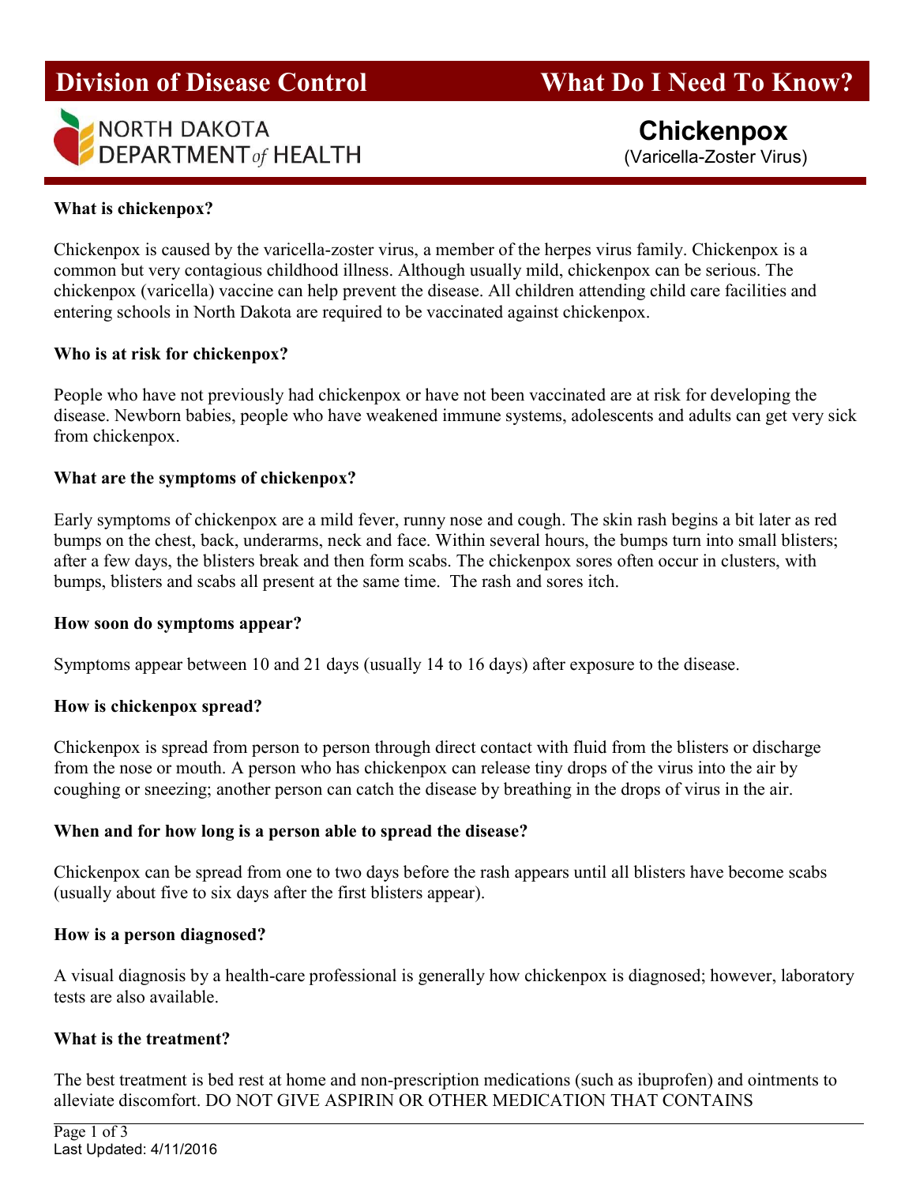# Division of Disease Control — What Do I Need To Know?

NORTH DAKOTA DEPARTMENT *of* HEALTH

## Chickenpox

(Varicella-Zoster Virus)

### What is chickenpox?

Chickenpox is caused by the varicella-zoster virus, a member of the herpes virus family. Chickenpox is a common but very contagious childhood illness. Although usually mild, chickenpox can be serious. The chickenpox (varicella) vaccine can help prevent the disease. All children attending child care facilities and entering schools in North Dakota are required to be vaccinated against chickenpox.

### Who is at risk for chickenpox?

People who have not previously had chickenpox or have not been vaccinated are at risk for developing the disease. Newborn babies, people who have weakened immune systems, adolescents and adults can get very sick from chickenpox.

### What are the symptoms of chickenpox?

Early symptoms of chickenpox are a mild fever, runny nose and cough. The skin rash begins a bit later as red bumps on the chest, back, underarms, neck and face. Within several hours, the bumps turn into small blisters; after a few days, the blisters break and then form scabs. The chickenpox sores often occur in clusters, with bumps, blisters and scabs all present at the same time. The rash and sores itch.

### How soon do symptoms appear?

Symptoms appear between 10 and 21 days (usually 14 to 16 days) after exposure to the disease.

### How is chickenpox spread?

Chickenpox is spread from person to person through direct contact with fluid from the blisters or discharge from the nose or mouth. A person who has chickenpox can release tiny drops of the virus into the air by coughing or sneezing; another person can catch the disease by breathing in the drops of virus in the air.

### When and for how long is a person able to spread the disease?

Chickenpox can be spread from one to two days before the rash appears until all blisters have become scabs (usually about five to six days after the first blisters appear).

### How is a person diagnosed?

A visual diagnosis by a health-care professional is generally how chickenpox is diagnosed; however, laboratory tests are also available.

### What is the treatment?

The best treatment is bed rest at home and non-prescription medications (such as ibuprofen) and ointments to alleviate discomfort. DO NOT GIVE ASPIRIN OR OTHER MEDICATION THAT CONTAINS

Last Updated: 4/11/2016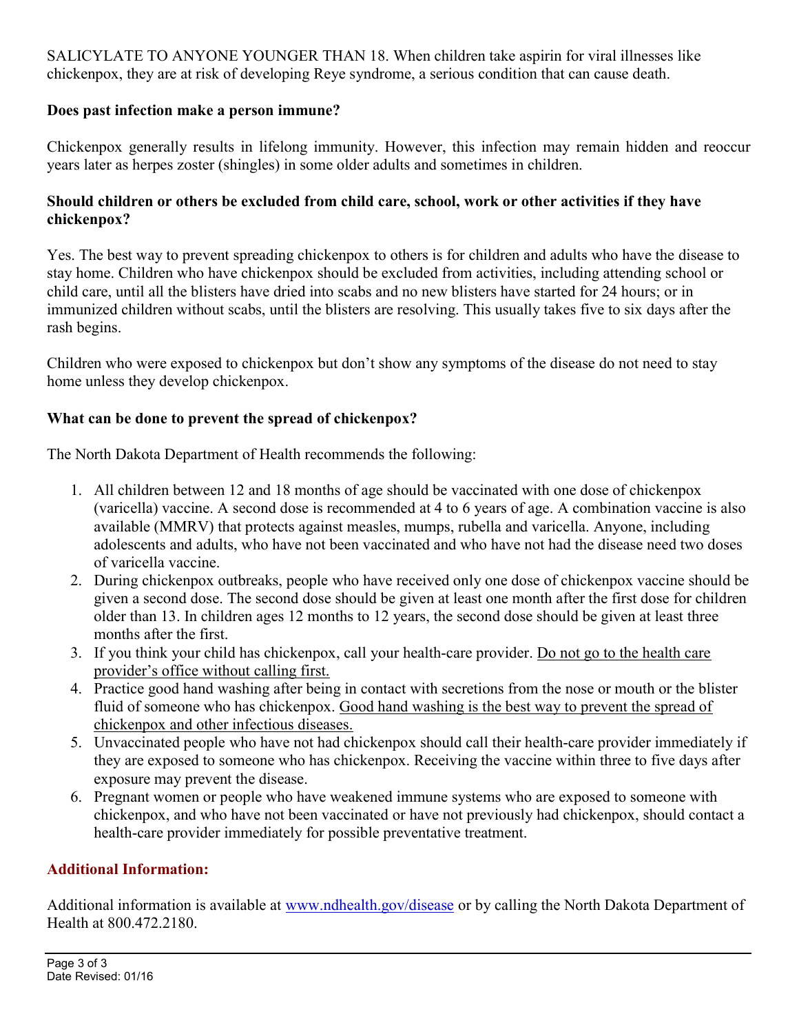SALICYLATE TO ANYONE YOUNGER THAN 18. When children take aspirin for viral illnesses like chickenpox, they are at risk of developing Reye syndrome, a serious condition that can cause death.

**Does past infection make a person immune?**

Chickenpox generally results in lifelong immunity. However, this infection may remain hidden and reoccur years later as herpes zoster (shingles) in some older adults and sometimes in children.

**Should children or others be excluded from child care, school, work or other activities if they have chickenpox?**

Yes. The best way to prevent spreading chickenpox to others is for children and adults who have the disease to stay home. Children who have chickenpox should be excluded from activities, including attending school or child care, until all the blisters have dried into scabs and no new blisters have started for 24 hours; or in immunized children without scabs, until the blisters are resolving. This usually takes five to six days after the rash begins.

Children who were exposed to chickenpox but don't show any symptoms of the disease do not need to stay home unless they develop chickenpox.

**What can be done to prevent the spread of chickenpox?**

The North Dakota Department of Health recommends the following:

1. All children between 12 and 18 months of age should be vaccinated with one dose of chickenpox (varicella) vaccine. A second dose is recommended at 4 to 6 years of age. A combination vaccine is also available (MMRV) that protects against measles, mumps, rubella and varicella. Anyone, including adolescents and adults, who have not been vaccinated and who have not had the disease need two doses of varicella vaccine.
2. During chickenpox outbreaks, people who have received only one dose of chickenpox vaccine should be given a second dose. The second dose should be given at least one month after the first dose for children older than 13. In children ages 12 months to 12 years, the second dose should be given at least three months after the first.
3. If you think your child has chickenpox, call your health-care provider. Do not go to the health care provider's office without calling first.
4. Practice good hand washing after being in contact with secretions from the nose or mouth or the blister fluid of someone who has chickenpox. Good hand washing is the best way to prevent the spread of chickenpox and other infectious diseases.
5. Unvaccinated people who have not had chickenpox should call their health-care provider immediately if they are exposed to someone who has chickenpox. Receiving the vaccine within three to five days after exposure may prevent the disease.
6. Pregnant women or people who have weakened immune systems who are exposed to someone with chickenpox, and who have not been vaccinated or have not previously had chickenpox, should contact a health-care provider immediately for possible preventative treatment.

## Additional Information:

Additional information is available at [www.ndhealth.gov/disease](http://www.ndhealth.gov/disease) or by calling the North Dakota Department of Health at 800.472.2180.

Date Revised: 01/16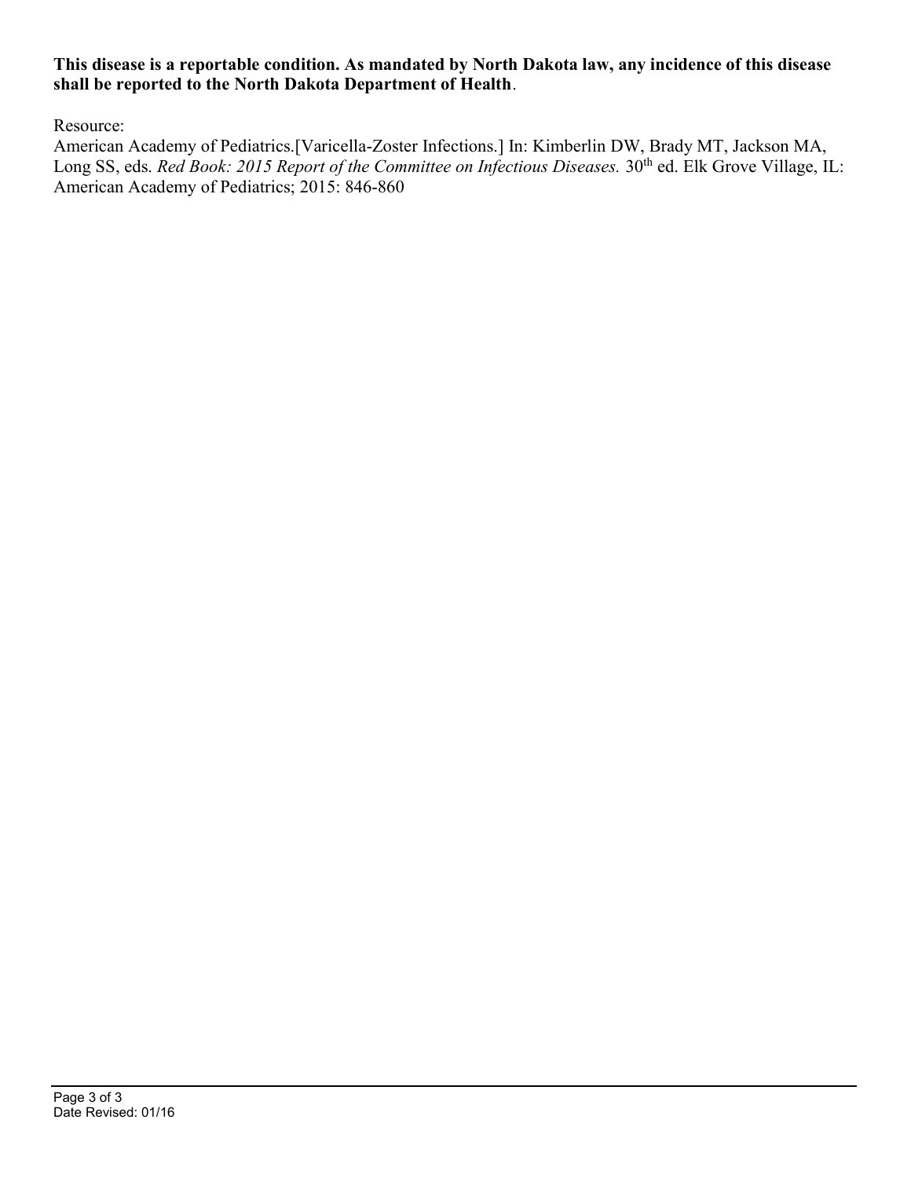**This disease is a reportable condition. As mandated by North Dakota law, any incidence of this disease shall be reported to the North Dakota Department of Health**.

Resource:
American Academy of Pediatrics.[Varicella-Zoster Infections.] In: Kimberlin DW, Brady MT, Jackson MA, Long SS, eds. *Red Book: 2015 Report of the Committee on Infectious Diseases.* 30th ed. Elk Grove Village, IL: American Academy of Pediatrics; 2015: 846-860

Date Revised: 01/16